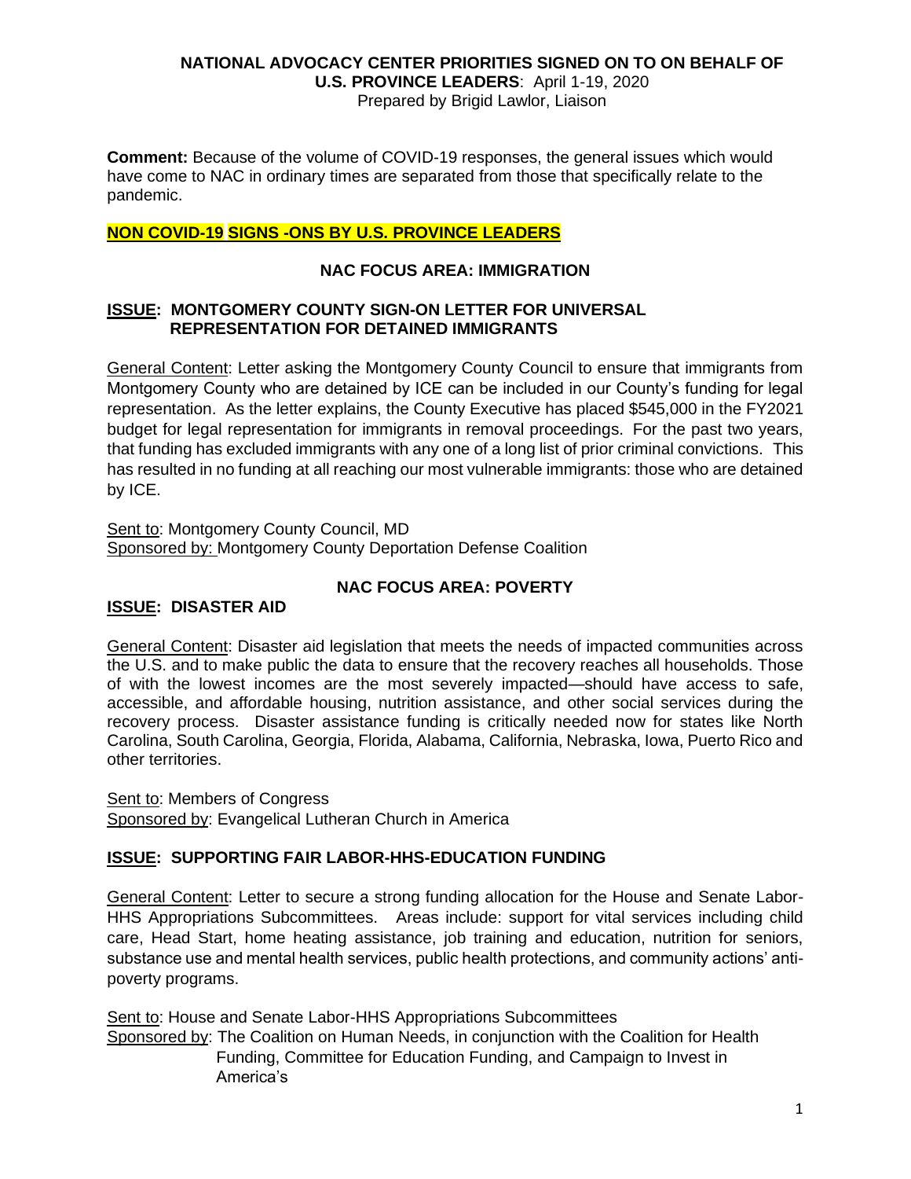**NATIONAL ADVOCACY CENTER PRIORITIES SIGNED ON TO ON BEHALF OF U.S. PROVINCE LEADERS**: April 1-19, 2020

Prepared by Brigid Lawlor, Liaison

**Comment:** Because of the volume of COVID-19 responses, the general issues which would have come to NAC in ordinary times are separated from those that specifically relate to the pandemic.

## NON COVID-19 SIGNS -ONS BY U.S. PROVINCE LEADERS

### NAC FOCUS AREA: IMMIGRATION

#### ISSUE: MONTGOMERY COUNTY SIGN-ON LETTER FOR UNIVERSAL REPRESENTATION FOR DETAINED IMMIGRANTS

General Content: Letter asking the Montgomery County Council to ensure that immigrants from Montgomery County who are detained by ICE can be included in our County's funding for legal representation. As the letter explains, the County Executive has placed $545,000 in the FY2021 budget for legal representation for immigrants in removal proceedings. For the past two years, that funding has excluded immigrants with any one of a long list of prior criminal convictions. This has resulted in no funding at all reaching our most vulnerable immigrants: those who are detained by ICE.

Sent to: Montgomery County Council, MD
Sponsored by: Montgomery County Deportation Defense Coalition

### NAC FOCUS AREA: POVERTY

#### ISSUE: DISASTER AID

General Content: Disaster aid legislation that meets the needs of impacted communities across the U.S. and to make public the data to ensure that the recovery reaches all households. Those of with the lowest incomes are the most severely impacted—should have access to safe, accessible, and affordable housing, nutrition assistance, and other social services during the recovery process. Disaster assistance funding is critically needed now for states like North Carolina, South Carolina, Georgia, Florida, Alabama, California, Nebraska, Iowa, Puerto Rico and other territories.

Sent to: Members of Congress
Sponsored by: Evangelical Lutheran Church in America

#### ISSUE: SUPPORTING FAIR LABOR-HHS-EDUCATION FUNDING

General Content: Letter to secure a strong funding allocation for the House and Senate Labor-HHS Appropriations Subcommittees. Areas include: support for vital services including child care, Head Start, home heating assistance, job training and education, nutrition for seniors, substance use and mental health services, public health protections, and community actions' anti-poverty programs.

Sent to: House and Senate Labor-HHS Appropriations Subcommittees
Sponsored by: The Coalition on Human Needs, in conjunction with the Coalition for Health Funding, Committee for Education Funding, and Campaign to Invest in America's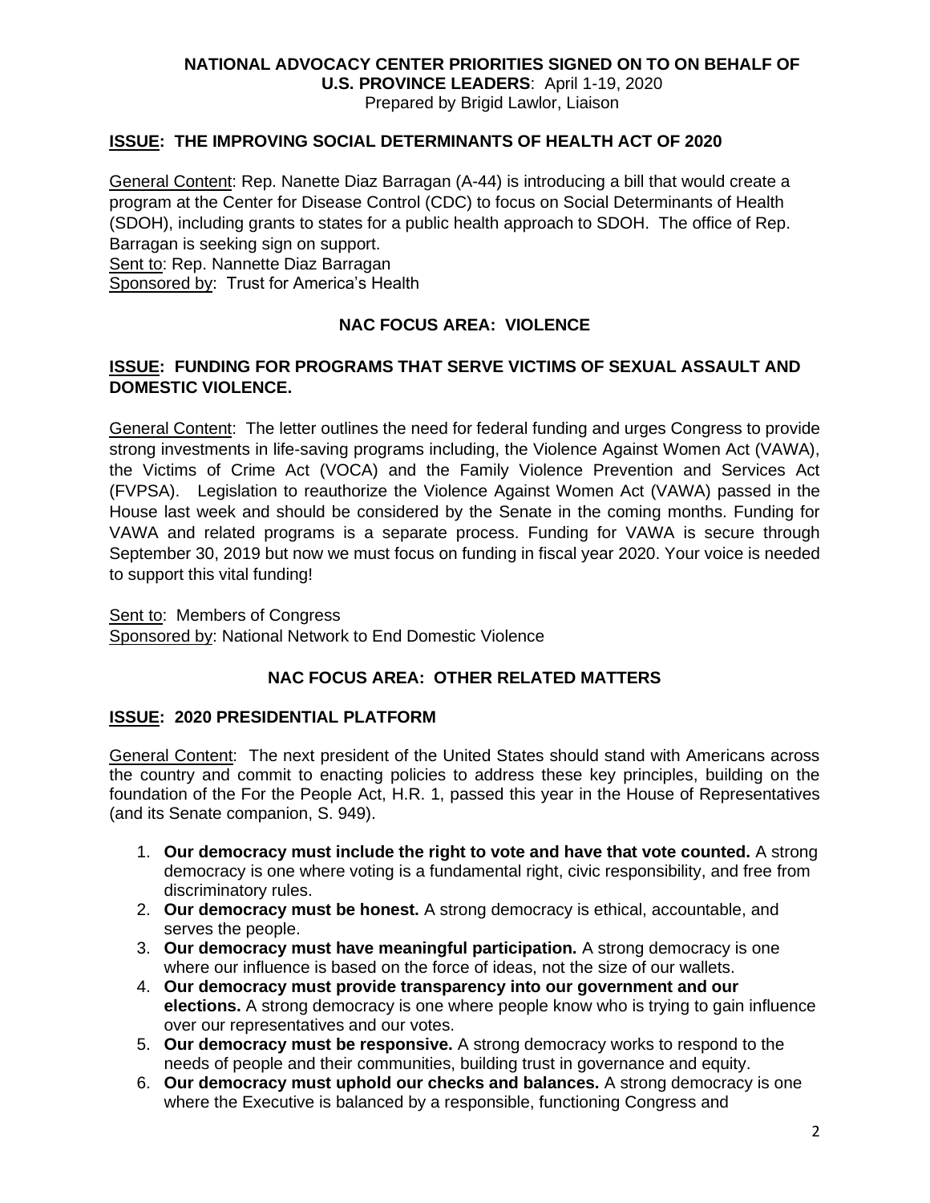**NATIONAL ADVOCACY CENTER PRIORITIES SIGNED ON TO ON BEHALF OF U.S. PROVINCE LEADERS**: April 1-19, 2020
Prepared by Brigid Lawlor, Liaison

## ISSUE: THE IMPROVING SOCIAL DETERMINANTS OF HEALTH ACT OF 2020

General Content: Rep. Nanette Diaz Barragan (A-44) is introducing a bill that would create a program at the Center for Disease Control (CDC) to focus on Social Determinants of Health (SDOH), including grants to states for a public health approach to SDOH. The office of Rep. Barragan is seeking sign on support.
Sent to: Rep. Nannette Diaz Barragan
Sponsored by: Trust for America's Health

### NAC FOCUS AREA: VIOLENCE

## ISSUE: FUNDING FOR PROGRAMS THAT SERVE VICTIMS OF SEXUAL ASSAULT AND DOMESTIC VIOLENCE.

General Content: The letter outlines the need for federal funding and urges Congress to provide strong investments in life-saving programs including, the Violence Against Women Act (VAWA), the Victims of Crime Act (VOCA) and the Family Violence Prevention and Services Act (FVPSA). Legislation to reauthorize the Violence Against Women Act (VAWA) passed in the House last week and should be considered by the Senate in the coming months. Funding for VAWA and related programs is a separate process. Funding for VAWA is secure through September 30, 2019 but now we must focus on funding in fiscal year 2020. Your voice is needed to support this vital funding!

Sent to: Members of Congress
Sponsored by: National Network to End Domestic Violence

### NAC FOCUS AREA: OTHER RELATED MATTERS

## ISSUE: 2020 PRESIDENTIAL PLATFORM

General Content: The next president of the United States should stand with Americans across the country and commit to enacting policies to address these key principles, building on the foundation of the For the People Act, H.R. 1, passed this year in the House of Representatives (and its Senate companion, S. 949).

1. **Our democracy must include the right to vote and have that vote counted.** A strong democracy is one where voting is a fundamental right, civic responsibility, and free from discriminatory rules.
2. **Our democracy must be honest.** A strong democracy is ethical, accountable, and serves the people.
3. **Our democracy must have meaningful participation.** A strong democracy is one where our influence is based on the force of ideas, not the size of our wallets.
4. **Our democracy must provide transparency into our government and our elections.** A strong democracy is one where people know who is trying to gain influence over our representatives and our votes.
5. **Our democracy must be responsive.** A strong democracy works to respond to the needs of people and their communities, building trust in governance and equity.
6. **Our democracy must uphold our checks and balances.** A strong democracy is one where the Executive is balanced by a responsible, functioning Congress and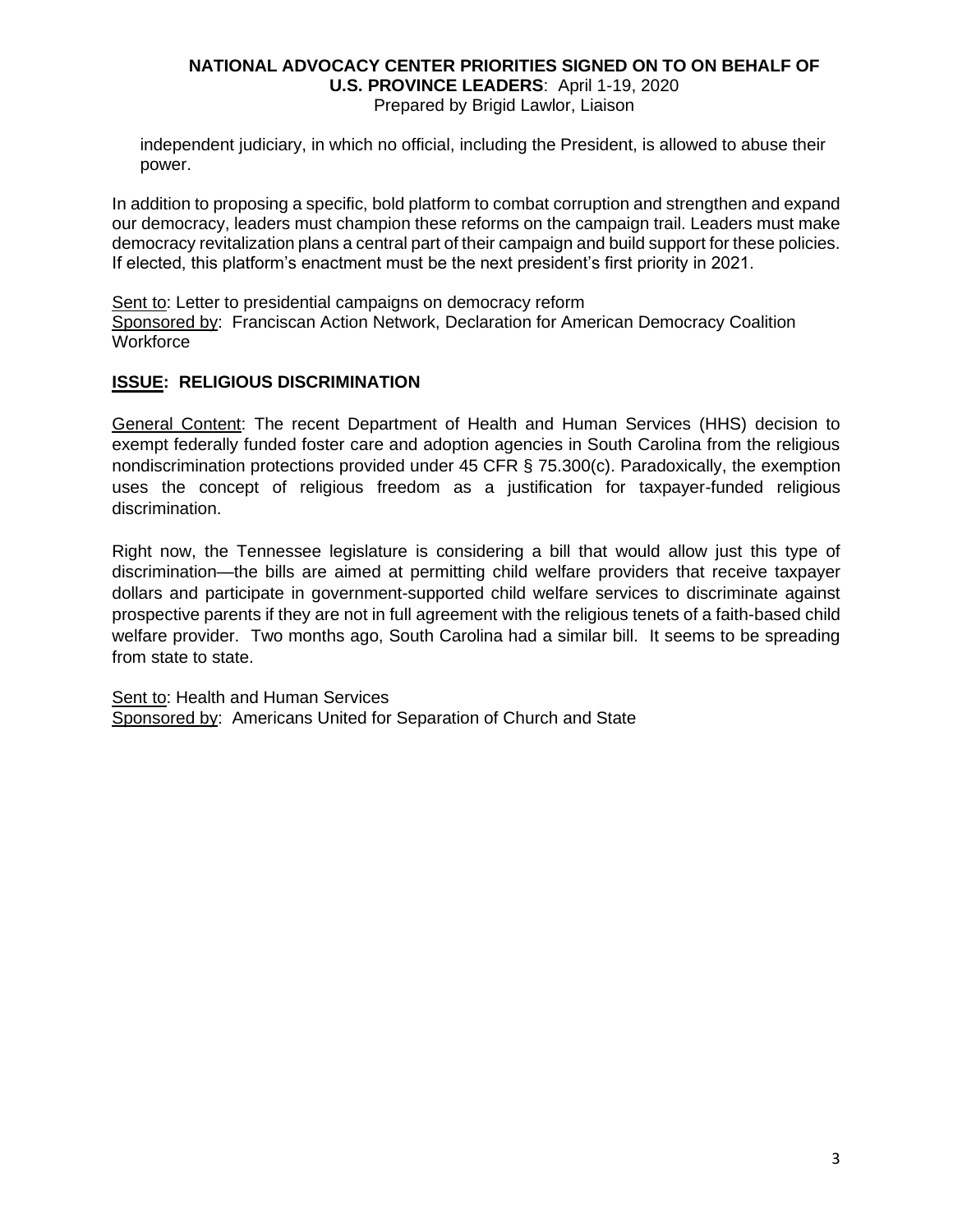independent judiciary, in which no official, including the President, is allowed to abuse their power.

In addition to proposing a specific, bold platform to combat corruption and strengthen and expand our democracy, leaders must champion these reforms on the campaign trail. Leaders must make democracy revitalization plans a central part of their campaign and build support for these policies. If elected, this platform's enactment must be the next president's first priority in 2021.

Sent to: Letter to presidential campaigns on democracy reform
Sponsored by: Franciscan Action Network, Declaration for American Democracy Coalition Workforce

## ISSUE: RELIGIOUS DISCRIMINATION

General Content: The recent Department of Health and Human Services (HHS) decision to exempt federally funded foster care and adoption agencies in South Carolina from the religious nondiscrimination protections provided under 45 CFR § 75.300(c). Paradoxically, the exemption uses the concept of religious freedom as a justification for taxpayer-funded religious discrimination.

Right now, the Tennessee legislature is considering a bill that would allow just this type of discrimination—the bills are aimed at permitting child welfare providers that receive taxpayer dollars and participate in government-supported child welfare services to discriminate against prospective parents if they are not in full agreement with the religious tenets of a faith-based child welfare provider. Two months ago, South Carolina had a similar bill. It seems to be spreading from state to state.

Sent to: Health and Human Services
Sponsored by: Americans United for Separation of Church and State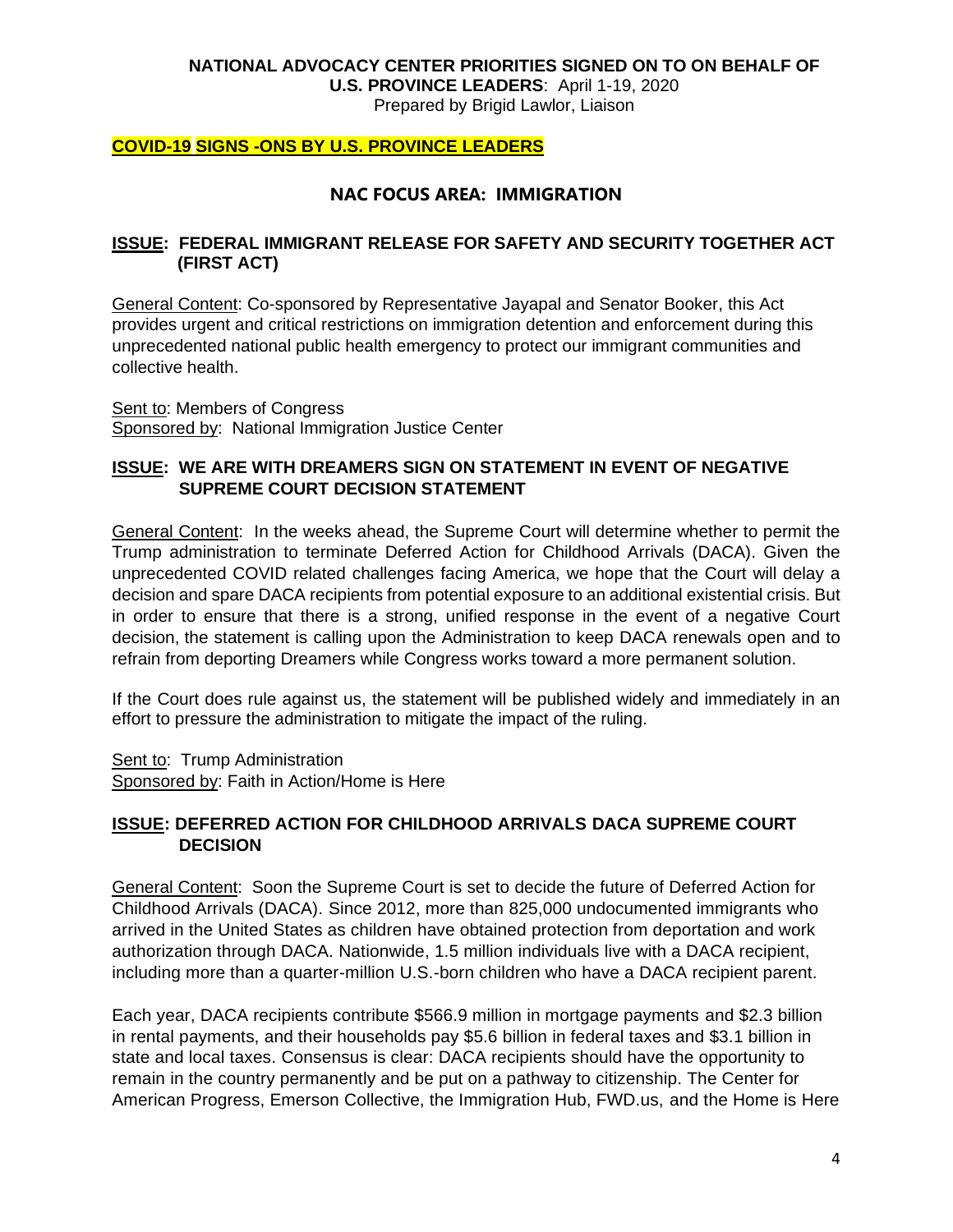**NATIONAL ADVOCACY CENTER PRIORITIES SIGNED ON TO ON BEHALF OF U.S. PROVINCE LEADERS**: April 1-19, 2020
Prepared by Brigid Lawlor, Liaison

**COVID-19 SIGNS -ONS BY U.S. PROVINCE LEADERS**

## NAC FOCUS AREA: IMMIGRATION

### ISSUE: FEDERAL IMMIGRANT RELEASE FOR SAFETY AND SECURITY TOGETHER ACT (FIRST ACT)

General Content: Co-sponsored by Representative Jayapal and Senator Booker, this Act provides urgent and critical restrictions on immigration detention and enforcement during this unprecedented national public health emergency to protect our immigrant communities and collective health.

Sent to: Members of Congress
Sponsored by: National Immigration Justice Center

### ISSUE: WE ARE WITH DREAMERS SIGN ON STATEMENT IN EVENT OF NEGATIVE SUPREME COURT DECISION STATEMENT

General Content: In the weeks ahead, the Supreme Court will determine whether to permit the Trump administration to terminate Deferred Action for Childhood Arrivals (DACA). Given the unprecedented COVID related challenges facing America, we hope that the Court will delay a decision and spare DACA recipients from potential exposure to an additional existential crisis. But in order to ensure that there is a strong, unified response in the event of a negative Court decision, the statement is calling upon the Administration to keep DACA renewals open and to refrain from deporting Dreamers while Congress works toward a more permanent solution.

If the Court does rule against us, the statement will be published widely and immediately in an effort to pressure the administration to mitigate the impact of the ruling.

Sent to: Trump Administration
Sponsored by: Faith in Action/Home is Here

### ISSUE: DEFERRED ACTION FOR CHILDHOOD ARRIVALS DACA SUPREME COURT DECISION

General Content: Soon the Supreme Court is set to decide the future of Deferred Action for Childhood Arrivals (DACA). Since 2012, more than 825,000 undocumented immigrants who arrived in the United States as children have obtained protection from deportation and work authorization through DACA. Nationwide, 1.5 million individuals live with a DACA recipient, including more than a quarter-million U.S.-born children who have a DACA recipient parent.

Each year, DACA recipients contribute $566.9 million in mortgage payments and $2.3 billion in rental payments, and their households pay $5.6 billion in federal taxes and $3.1 billion in state and local taxes. Consensus is clear: DACA recipients should have the opportunity to remain in the country permanently and be put on a pathway to citizenship. The Center for American Progress, Emerson Collective, the Immigration Hub, FWD.us, and the Home is Here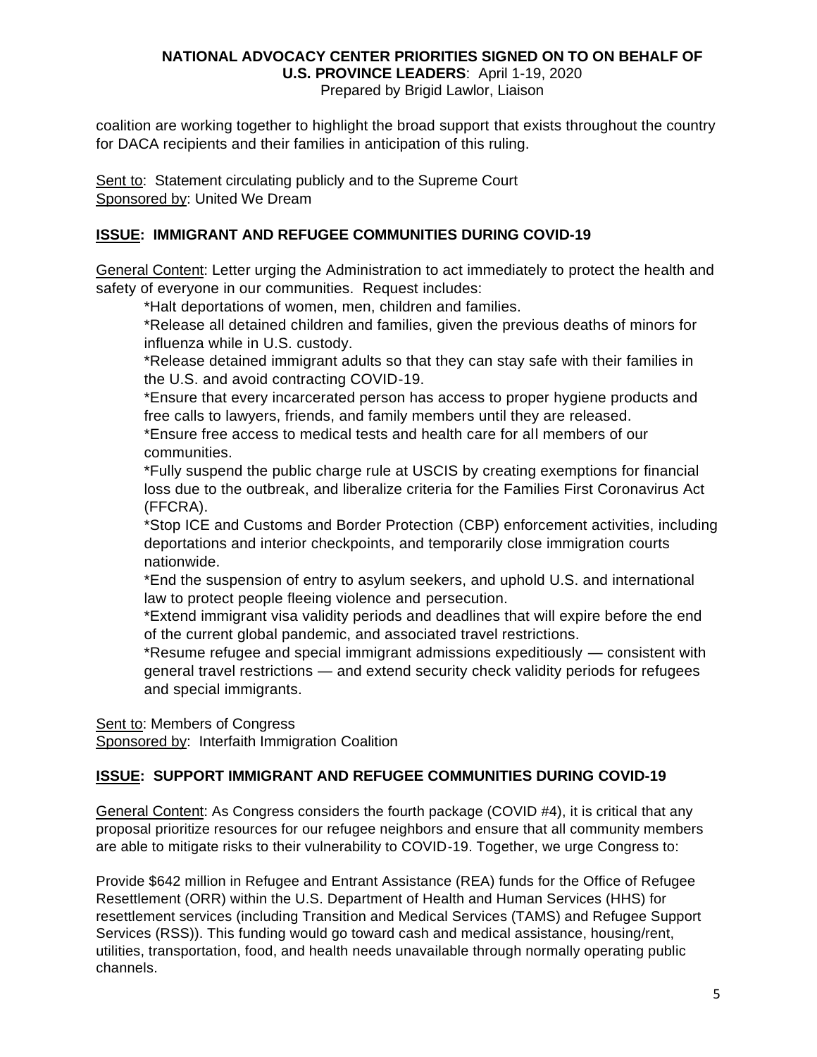coalition are working together to highlight the broad support that exists throughout the country for DACA recipients and their families in anticipation of this ruling.

Sent to: Statement circulating publicly and to the Supreme Court
Sponsored by: United We Dream

## ISSUE: IMMIGRANT AND REFUGEE COMMUNITIES DURING COVID-19

General Content: Letter urging the Administration to act immediately to protect the health and safety of everyone in our communities. Request includes:

*Halt deportations of women, men, children and families.

*Release all detained children and families, given the previous deaths of minors for influenza while in U.S. custody.

*Release detained immigrant adults so that they can stay safe with their families in the U.S. and avoid contracting COVID-19.

*Ensure that every incarcerated person has access to proper hygiene products and free calls to lawyers, friends, and family members until they are released.

*Ensure free access to medical tests and health care for all members of our communities.

*Fully suspend the public charge rule at USCIS by creating exemptions for financial loss due to the outbreak, and liberalize criteria for the Families First Coronavirus Act (FFCRA).

*Stop ICE and Customs and Border Protection (CBP) enforcement activities, including deportations and interior checkpoints, and temporarily close immigration courts nationwide.

*End the suspension of entry to asylum seekers, and uphold U.S. and international law to protect people fleeing violence and persecution.

*Extend immigrant visa validity periods and deadlines that will expire before the end of the current global pandemic, and associated travel restrictions.

*Resume refugee and special immigrant admissions expeditiously — consistent with general travel restrictions — and extend security check validity periods for refugees and special immigrants.

Sent to: Members of Congress
Sponsored by: Interfaith Immigration Coalition

## ISSUE: SUPPORT IMMIGRANT AND REFUGEE COMMUNITIES DURING COVID-19

General Content: As Congress considers the fourth package (COVID #4), it is critical that any proposal prioritize resources for our refugee neighbors and ensure that all community members are able to mitigate risks to their vulnerability to COVID-19. Together, we urge Congress to:

Provide $642 million in Refugee and Entrant Assistance (REA) funds for the Office of Refugee Resettlement (ORR) within the U.S. Department of Health and Human Services (HHS) for resettlement services (including Transition and Medical Services (TAMS) and Refugee Support Services (RSS)). This funding would go toward cash and medical assistance, housing/rent, utilities, transportation, food, and health needs unavailable through normally operating public channels.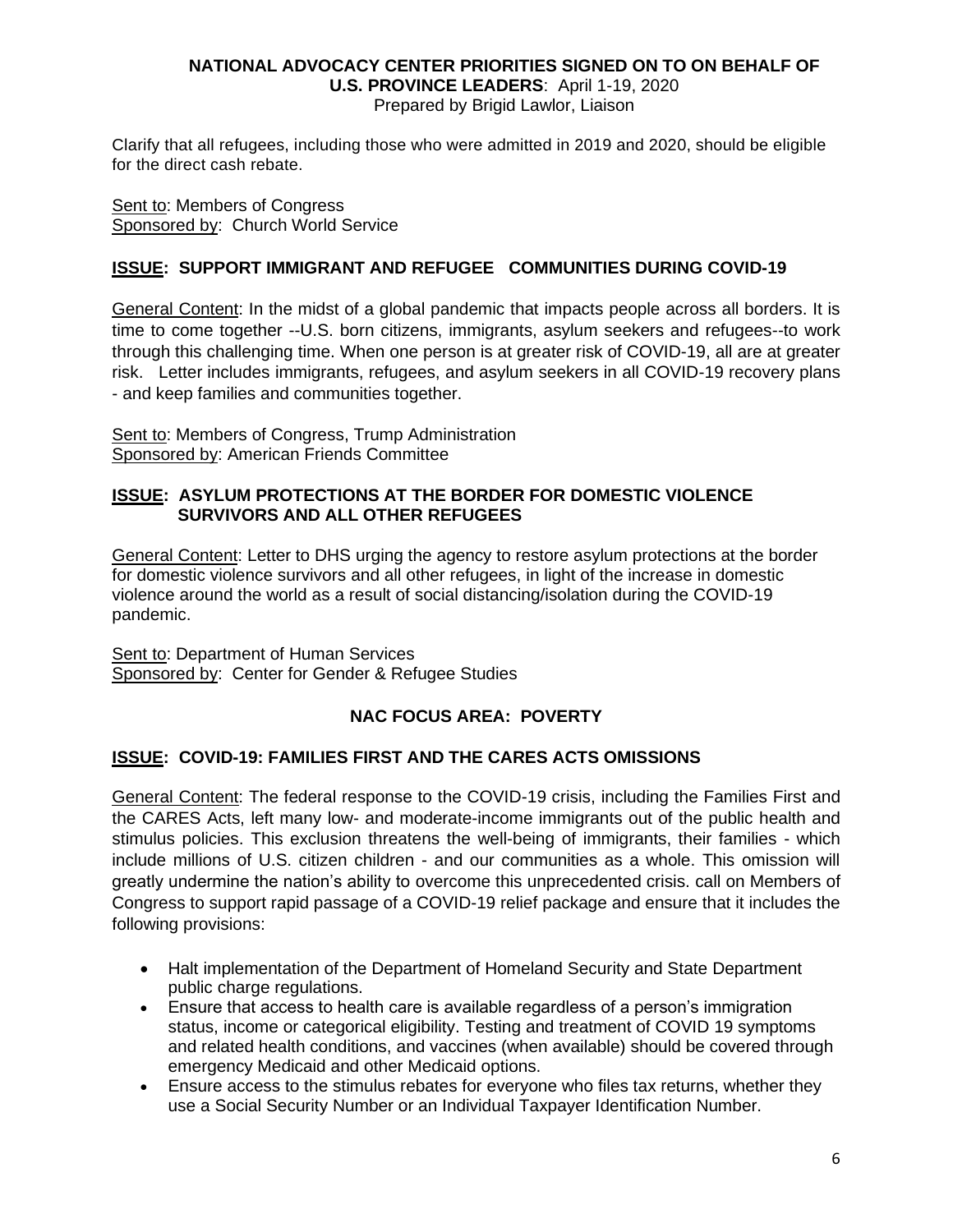**NATIONAL ADVOCACY CENTER PRIORITIES SIGNED ON TO ON BEHALF OF U.S. PROVINCE LEADERS**: April 1-19, 2020
Prepared by Brigid Lawlor, Liaison

Clarify that all refugees, including those who were admitted in 2019 and 2020, should be eligible for the direct cash rebate.

Sent to: Members of Congress
Sponsored by: Church World Service

## ISSUE: SUPPORT IMMIGRANT AND REFUGEE COMMUNITIES DURING COVID-19

General Content: In the midst of a global pandemic that impacts people across all borders. It is time to come together --U.S. born citizens, immigrants, asylum seekers and refugees--to work through this challenging time. When one person is at greater risk of COVID-19, all are at greater risk. Letter includes immigrants, refugees, and asylum seekers in all COVID-19 recovery plans - and keep families and communities together.

Sent to: Members of Congress, Trump Administration
Sponsored by: American Friends Committee

## ISSUE: ASYLUM PROTECTIONS AT THE BORDER FOR DOMESTIC VIOLENCE SURVIVORS AND ALL OTHER REFUGEES

General Content: Letter to DHS urging the agency to restore asylum protections at the border for domestic violence survivors and all other refugees, in light of the increase in domestic violence around the world as a result of social distancing/isolation during the COVID-19 pandemic.

Sent to: Department of Human Services
Sponsored by: Center for Gender & Refugee Studies

## NAC FOCUS AREA: POVERTY

## ISSUE: COVID-19: FAMILIES FIRST AND THE CARES ACTS OMISSIONS

General Content: The federal response to the COVID-19 crisis, including the Families First and the CARES Acts, left many low- and moderate-income immigrants out of the public health and stimulus policies. This exclusion threatens the well-being of immigrants, their families - which include millions of U.S. citizen children - and our communities as a whole. This omission will greatly undermine the nation's ability to overcome this unprecedented crisis. call on Members of Congress to support rapid passage of a COVID-19 relief package and ensure that it includes the following provisions:

- Halt implementation of the Department of Homeland Security and State Department public charge regulations.
- Ensure that access to health care is available regardless of a person's immigration status, income or categorical eligibility. Testing and treatment of COVID 19 symptoms and related health conditions, and vaccines (when available) should be covered through emergency Medicaid and other Medicaid options.
- Ensure access to the stimulus rebates for everyone who files tax returns, whether they use a Social Security Number or an Individual Taxpayer Identification Number.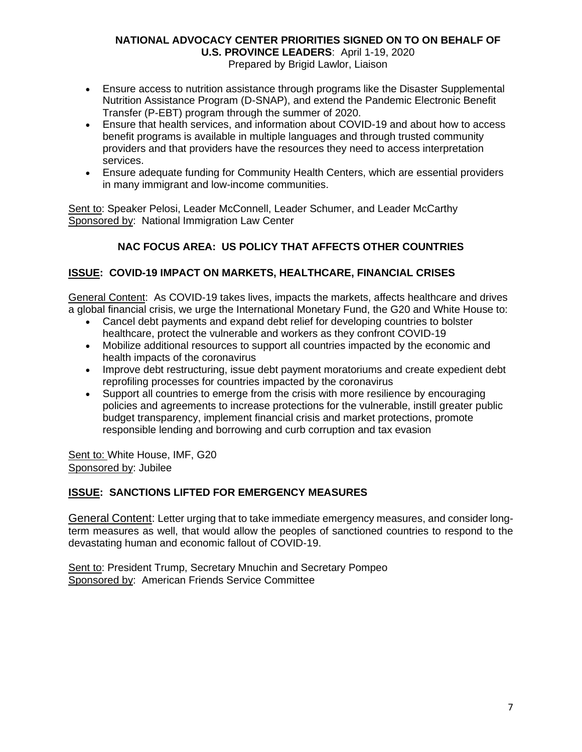**NATIONAL ADVOCACY CENTER PRIORITIES SIGNED ON TO ON BEHALF OF U.S. PROVINCE LEADERS**: April 1-19, 2020
Prepared by Brigid Lawlor, Liaison

- Ensure access to nutrition assistance through programs like the Disaster Supplemental Nutrition Assistance Program (D-SNAP), and extend the Pandemic Electronic Benefit Transfer (P-EBT) program through the summer of 2020.
- Ensure that health services, and information about COVID-19 and about how to access benefit programs is available in multiple languages and through trusted community providers and that providers have the resources they need to access interpretation services.
- Ensure adequate funding for Community Health Centers, which are essential providers in many immigrant and low-income communities.

Sent to: Speaker Pelosi, Leader McConnell, Leader Schumer, and Leader McCarthy
Sponsored by: National Immigration Law Center

## NAC FOCUS AREA: US POLICY THAT AFFECTS OTHER COUNTRIES

### ISSUE: COVID-19 IMPACT ON MARKETS, HEALTHCARE, FINANCIAL CRISES

General Content: As COVID-19 takes lives, impacts the markets, affects healthcare and drives a global financial crisis, we urge the International Monetary Fund, the G20 and White House to:

- Cancel debt payments and expand debt relief for developing countries to bolster healthcare, protect the vulnerable and workers as they confront COVID-19
- Mobilize additional resources to support all countries impacted by the economic and health impacts of the coronavirus
- Improve debt restructuring, issue debt payment moratoriums and create expedient debt reprofiling processes for countries impacted by the coronavirus
- Support all countries to emerge from the crisis with more resilience by encouraging policies and agreements to increase protections for the vulnerable, instill greater public budget transparency, implement financial crisis and market protections, promote responsible lending and borrowing and curb corruption and tax evasion

Sent to: White House, IMF, G20
Sponsored by: Jubilee

### ISSUE: SANCTIONS LIFTED FOR EMERGENCY MEASURES

General Content: Letter urging that to take immediate emergency measures, and consider long-term measures as well, that would allow the peoples of sanctioned countries to respond to the devastating human and economic fallout of COVID-19.

Sent to: President Trump, Secretary Mnuchin and Secretary Pompeo
Sponsored by: American Friends Service Committee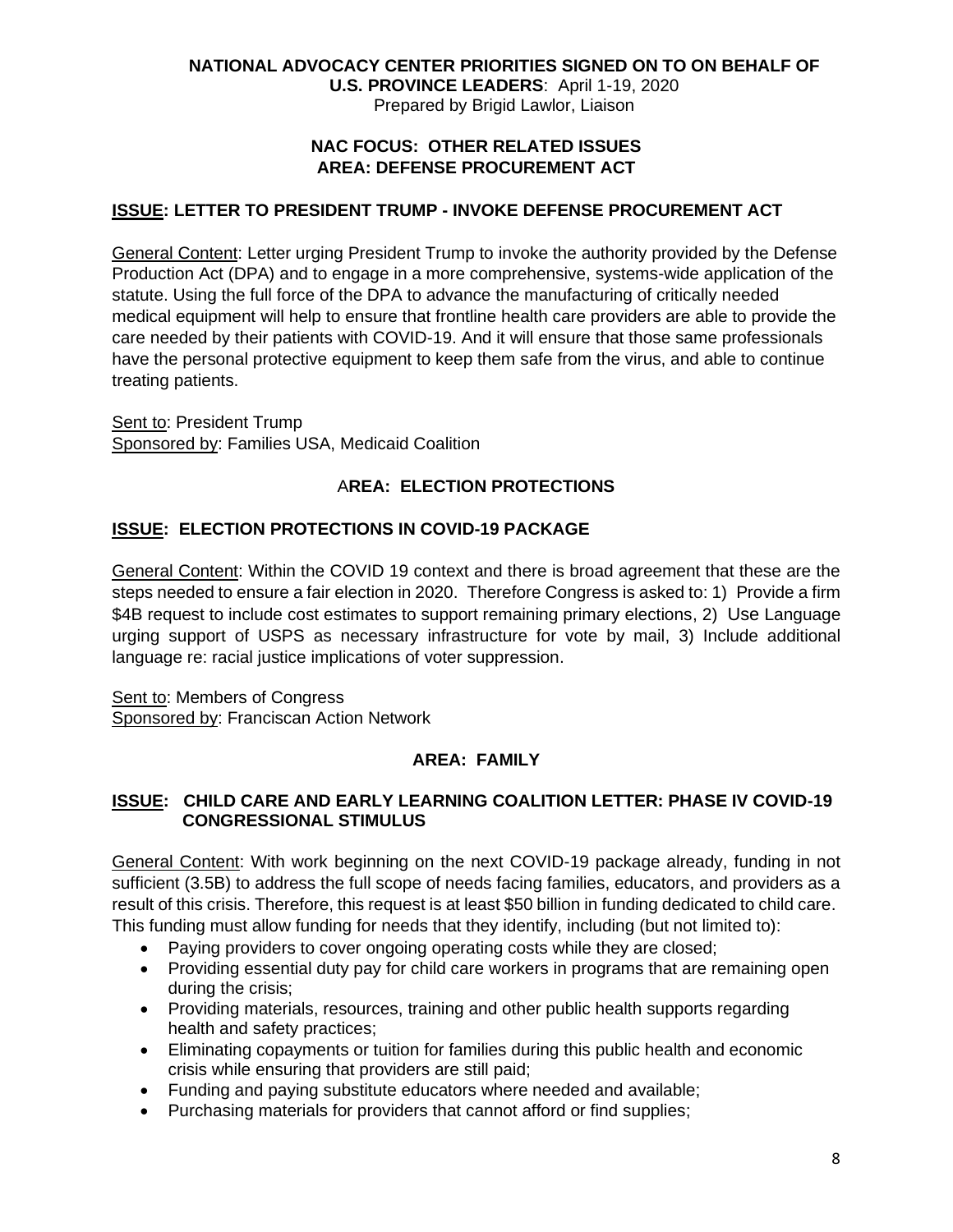**NATIONAL ADVOCACY CENTER PRIORITIES SIGNED ON TO ON BEHALF OF U.S. PROVINCE LEADERS**: April 1-19, 2020
Prepared by Brigid Lawlor, Liaison

## NAC FOCUS: OTHER RELATED ISSUES
## AREA: DEFENSE PROCUREMENT ACT

### ISSUE: LETTER TO PRESIDENT TRUMP - INVOKE DEFENSE PROCUREMENT ACT

General Content: Letter urging President Trump to invoke the authority provided by the Defense Production Act (DPA) and to engage in a more comprehensive, systems-wide application of the statute. Using the full force of the DPA to advance the manufacturing of critically needed medical equipment will help to ensure that frontline health care providers are able to provide the care needed by their patients with COVID-19. And it will ensure that those same professionals have the personal protective equipment to keep them safe from the virus, and able to continue treating patients.

Sent to: President Trump
Sponsored by: Families USA, Medicaid Coalition

## AREA: ELECTION PROTECTIONS

### ISSUE: ELECTION PROTECTIONS IN COVID-19 PACKAGE

General Content: Within the COVID 19 context and there is broad agreement that these are the steps needed to ensure a fair election in 2020. Therefore Congress is asked to: 1) Provide a firm $4B request to include cost estimates to support remaining primary elections, 2) Use Language urging support of USPS as necessary infrastructure for vote by mail, 3) Include additional language re: racial justice implications of voter suppression.

Sent to: Members of Congress
Sponsored by: Franciscan Action Network

## AREA: FAMILY

### ISSUE: CHILD CARE AND EARLY LEARNING COALITION LETTER: PHASE IV COVID-19 CONGRESSIONAL STIMULUS

General Content: With work beginning on the next COVID-19 package already, funding in not sufficient (3.5B) to address the full scope of needs facing families, educators, and providers as a result of this crisis. Therefore, this request is at least $50 billion in funding dedicated to child care. This funding must allow funding for needs that they identify, including (but not limited to):

- Paying providers to cover ongoing operating costs while they are closed;
- Providing essential duty pay for child care workers in programs that are remaining open during the crisis;
- Providing materials, resources, training and other public health supports regarding health and safety practices;
- Eliminating copayments or tuition for families during this public health and economic crisis while ensuring that providers are still paid;
- Funding and paying substitute educators where needed and available;
- Purchasing materials for providers that cannot afford or find supplies;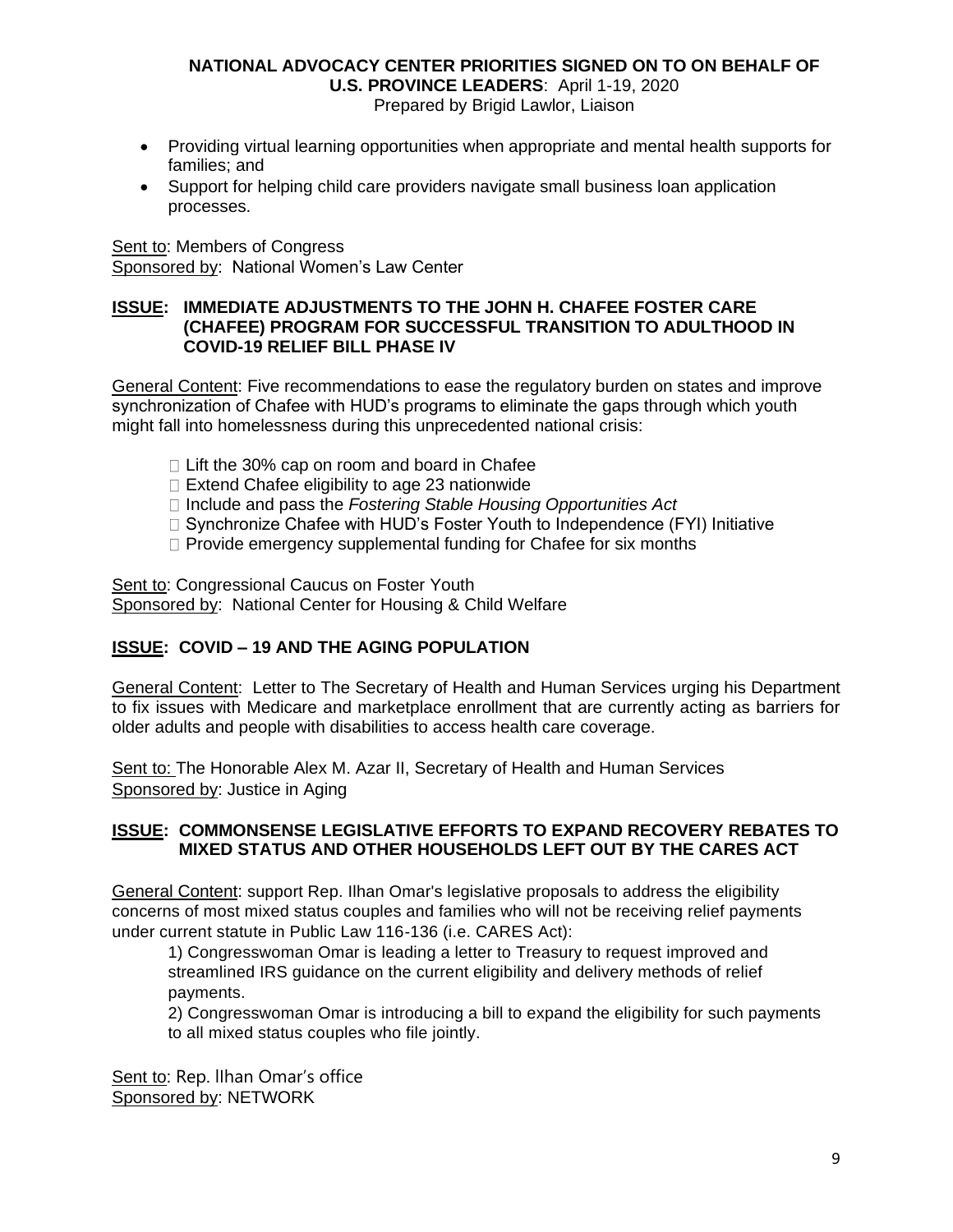- Providing virtual learning opportunities when appropriate and mental health supports for families; and
- Support for helping child care providers navigate small business loan application processes.

Sent to: Members of Congress
Sponsored by: National Women's Law Center

## ISSUE: IMMEDIATE ADJUSTMENTS TO THE JOHN H. CHAFEE FOSTER CARE (CHAFEE) PROGRAM FOR SUCCESSFUL TRANSITION TO ADULTHOOD IN COVID-19 RELIEF BILL PHASE IV

General Content: Five recommendations to ease the regulatory burden on states and improve synchronization of Chafee with HUD's programs to eliminate the gaps through which youth might fall into homelessness during this unprecedented national crisis:

- Lift the 30% cap on room and board in Chafee
- Extend Chafee eligibility to age 23 nationwide
- Include and pass the *Fostering Stable Housing Opportunities Act*
- Synchronize Chafee with HUD's Foster Youth to Independence (FYI) Initiative
- Provide emergency supplemental funding for Chafee for six months

Sent to: Congressional Caucus on Foster Youth
Sponsored by: National Center for Housing & Child Welfare

## ISSUE: COVID – 19 AND THE AGING POPULATION

General Content: Letter to The Secretary of Health and Human Services urging his Department to fix issues with Medicare and marketplace enrollment that are currently acting as barriers for older adults and people with disabilities to access health care coverage.

Sent to: The Honorable Alex M. Azar II, Secretary of Health and Human Services
Sponsored by: Justice in Aging

## ISSUE: COMMONSENSE LEGISLATIVE EFFORTS TO EXPAND RECOVERY REBATES TO MIXED STATUS AND OTHER HOUSEHOLDS LEFT OUT BY THE CARES ACT

General Content: support Rep. Ilhan Omar's legislative proposals to address the eligibility concerns of most mixed status couples and families who will not be receiving relief payments under current statute in Public Law 116-136 (i.e. CARES Act):

1) Congresswoman Omar is leading a letter to Treasury to request improved and streamlined IRS guidance on the current eligibility and delivery methods of relief payments.

2) Congresswoman Omar is introducing a bill to expand the eligibility for such payments to all mixed status couples who file jointly.

Sent to: Rep. Ilhan Omar's office
Sponsored by: NETWORK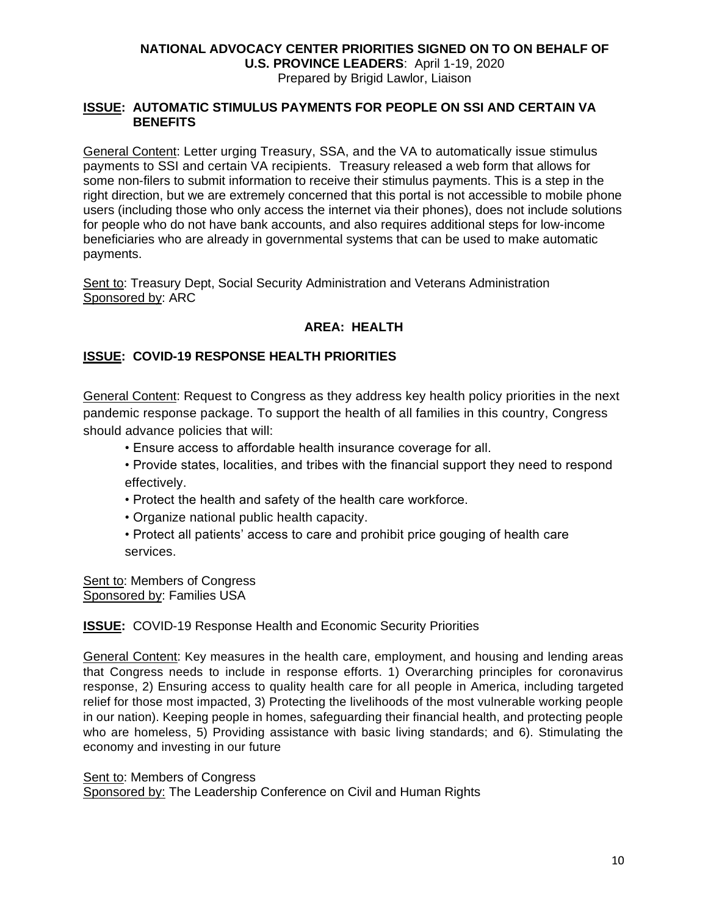**NATIONAL ADVOCACY CENTER PRIORITIES SIGNED ON TO ON BEHALF OF U.S. PROVINCE LEADERS**: April 1-19, 2020
Prepared by Brigid Lawlor, Liaison

## ISSUE: AUTOMATIC STIMULUS PAYMENTS FOR PEOPLE ON SSI AND CERTAIN VA BENEFITS

General Content: Letter urging Treasury, SSA, and the VA to automatically issue stimulus payments to SSI and certain VA recipients. Treasury released a web form that allows for some non-filers to submit information to receive their stimulus payments. This is a step in the right direction, but we are extremely concerned that this portal is not accessible to mobile phone users (including those who only access the internet via their phones), does not include solutions for people who do not have bank accounts, and also requires additional steps for low-income beneficiaries who are already in governmental systems that can be used to make automatic payments.

Sent to: Treasury Dept, Social Security Administration and Veterans Administration
Sponsored by: ARC

## AREA: HEALTH

## ISSUE: COVID-19 RESPONSE HEALTH PRIORITIES

General Content: Request to Congress as they address key health policy priorities in the next pandemic response package. To support the health of all families in this country, Congress should advance policies that will:

- Ensure access to affordable health insurance coverage for all.
- Provide states, localities, and tribes with the financial support they need to respond effectively.
- Protect the health and safety of the health care workforce.
- Organize national public health capacity.
- Protect all patients' access to care and prohibit price gouging of health care services.

Sent to: Members of Congress
Sponsored by: Families USA

## ISSUE: COVID-19 Response Health and Economic Security Priorities

General Content: Key measures in the health care, employment, and housing and lending areas that Congress needs to include in response efforts. 1) Overarching principles for coronavirus response, 2) Ensuring access to quality health care for all people in America, including targeted relief for those most impacted, 3) Protecting the livelihoods of the most vulnerable working people in our nation). Keeping people in homes, safeguarding their financial health, and protecting people who are homeless, 5) Providing assistance with basic living standards; and 6). Stimulating the economy and investing in our future

Sent to: Members of Congress
Sponsored by: The Leadership Conference on Civil and Human Rights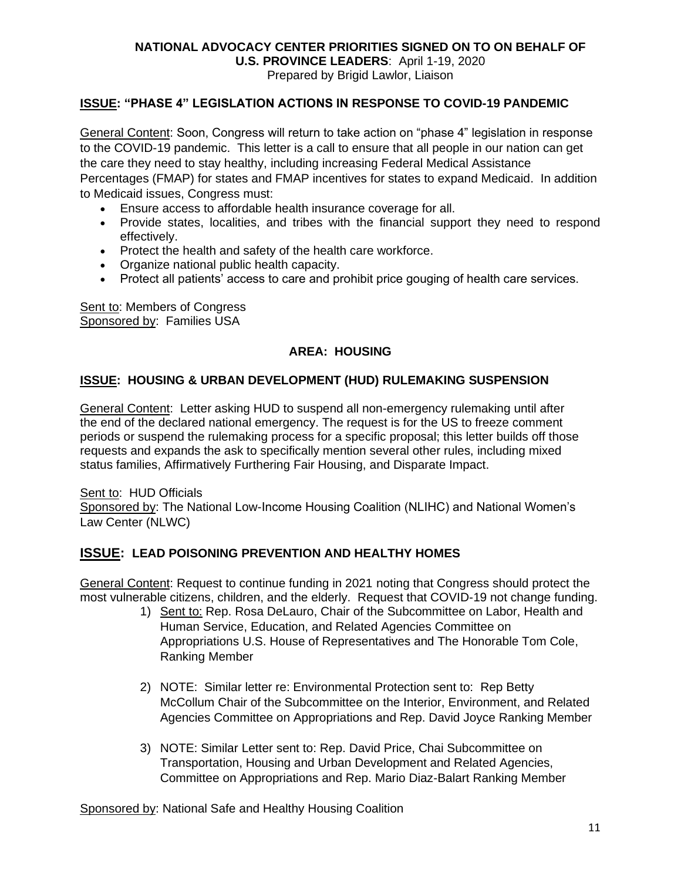**NATIONAL ADVOCACY CENTER PRIORITIES SIGNED ON TO ON BEHALF OF U.S. PROVINCE LEADERS**: April 1-19, 2020

Prepared by Brigid Lawlor, Liaison

## ISSUE: "PHASE 4" LEGISLATION ACTIONS IN RESPONSE TO COVID-19 PANDEMIC

General Content: Soon, Congress will return to take action on "phase 4" legislation in response to the COVID-19 pandemic. This letter is a call to ensure that all people in our nation can get the care they need to stay healthy, including increasing Federal Medical Assistance Percentages (FMAP) for states and FMAP incentives for states to expand Medicaid. In addition to Medicaid issues, Congress must:

- Ensure access to affordable health insurance coverage for all.
- Provide states, localities, and tribes with the financial support they need to respond effectively.
- Protect the health and safety of the health care workforce.
- Organize national public health capacity.
- Protect all patients' access to care and prohibit price gouging of health care services.

Sent to: Members of Congress
Sponsored by: Families USA

## AREA: HOUSING

## ISSUE: HOUSING & URBAN DEVELOPMENT (HUD) RULEMAKING SUSPENSION

General Content: Letter asking HUD to suspend all non-emergency rulemaking until after the end of the declared national emergency. The request is for the US to freeze comment periods or suspend the rulemaking process for a specific proposal; this letter builds off those requests and expands the ask to specifically mention several other rules, including mixed status families, Affirmatively Furthering Fair Housing, and Disparate Impact.

Sent to: HUD Officials
Sponsored by: The National Low-Income Housing Coalition (NLIHC) and National Women's Law Center (NLWC)

## ISSUE: LEAD POISONING PREVENTION AND HEALTHY HOMES

General Content: Request to continue funding in 2021 noting that Congress should protect the most vulnerable citizens, children, and the elderly. Request that COVID-19 not change funding.

1) Sent to: Rep. Rosa DeLauro, Chair of the Subcommittee on Labor, Health and Human Service, Education, and Related Agencies Committee on Appropriations U.S. House of Representatives and The Honorable Tom Cole, Ranking Member

2) NOTE: Similar letter re: Environmental Protection sent to: Rep Betty McCollum Chair of the Subcommittee on the Interior, Environment, and Related Agencies Committee on Appropriations and Rep. David Joyce Ranking Member

3) NOTE: Similar Letter sent to: Rep. David Price, Chai Subcommittee on Transportation, Housing and Urban Development and Related Agencies, Committee on Appropriations and Rep. Mario Diaz-Balart Ranking Member

Sponsored by: National Safe and Healthy Housing Coalition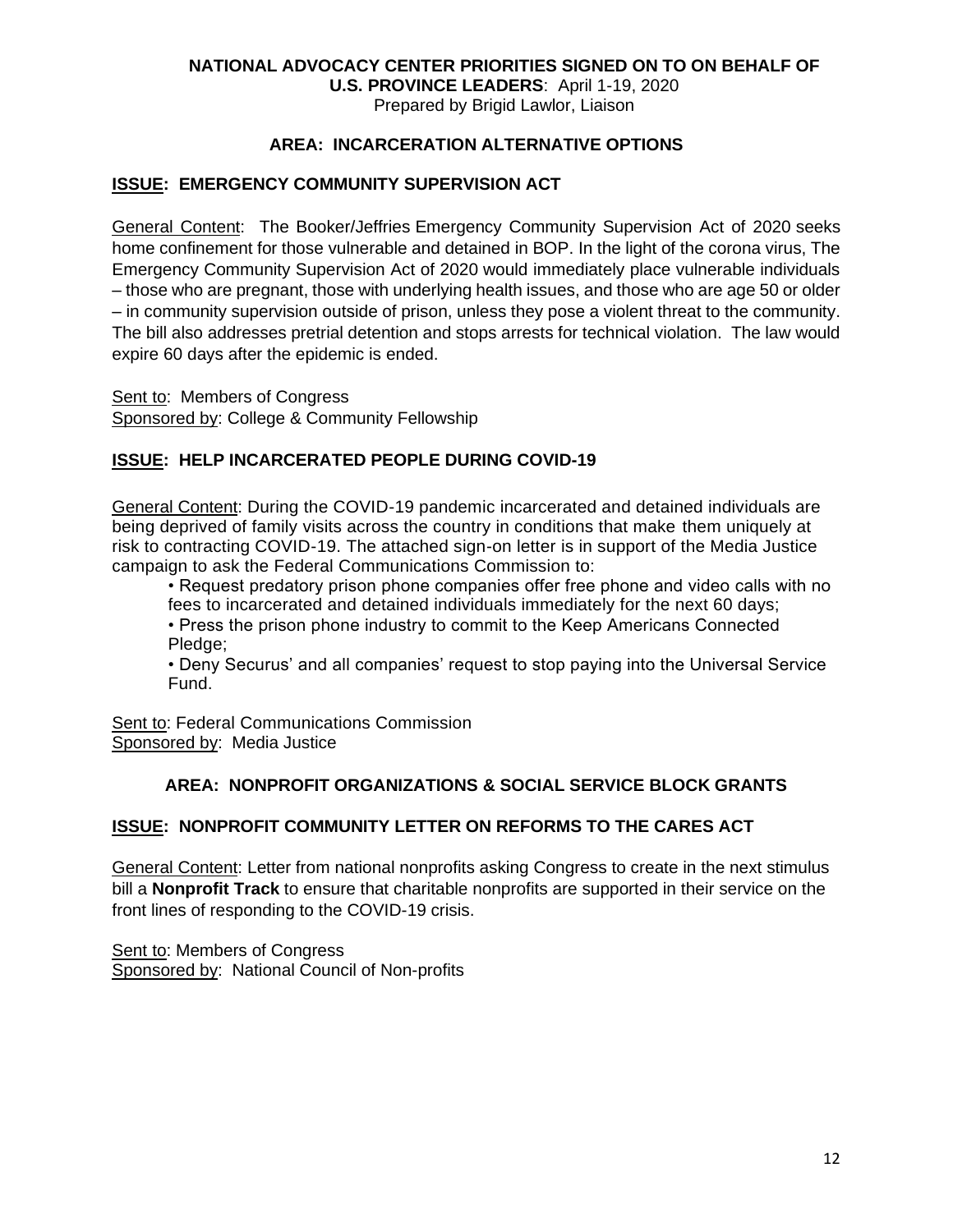**NATIONAL ADVOCACY CENTER PRIORITIES SIGNED ON TO ON BEHALF OF U.S. PROVINCE LEADERS**: April 1-19, 2020
Prepared by Brigid Lawlor, Liaison

## AREA: INCARCERATION ALTERNATIVE OPTIONS

### ISSUE: EMERGENCY COMMUNITY SUPERVISION ACT

General Content: The Booker/Jeffries Emergency Community Supervision Act of 2020 seeks home confinement for those vulnerable and detained in BOP. In the light of the corona virus, The Emergency Community Supervision Act of 2020 would immediately place vulnerable individuals – those who are pregnant, those with underlying health issues, and those who are age 50 or older – in community supervision outside of prison, unless they pose a violent threat to the community. The bill also addresses pretrial detention and stops arrests for technical violation. The law would expire 60 days after the epidemic is ended.

Sent to: Members of Congress
Sponsored by: College & Community Fellowship

### ISSUE: HELP INCARCERATED PEOPLE DURING COVID-19

General Content: During the COVID-19 pandemic incarcerated and detained individuals are being deprived of family visits across the country in conditions that make them uniquely at risk to contracting COVID-19. The attached sign-on letter is in support of the Media Justice campaign to ask the Federal Communications Commission to:

- Request predatory prison phone companies offer free phone and video calls with no fees to incarcerated and detained individuals immediately for the next 60 days;
- Press the prison phone industry to commit to the Keep Americans Connected Pledge;
- Deny Securus' and all companies' request to stop paying into the Universal Service Fund.

Sent to: Federal Communications Commission
Sponsored by: Media Justice

## AREA: NONPROFIT ORGANIZATIONS & SOCIAL SERVICE BLOCK GRANTS

### ISSUE: NONPROFIT COMMUNITY LETTER ON REFORMS TO THE CARES ACT

General Content: Letter from national nonprofits asking Congress to create in the next stimulus bill a **Nonprofit Track** to ensure that charitable nonprofits are supported in their service on the front lines of responding to the COVID-19 crisis.

Sent to: Members of Congress
Sponsored by: National Council of Non-profits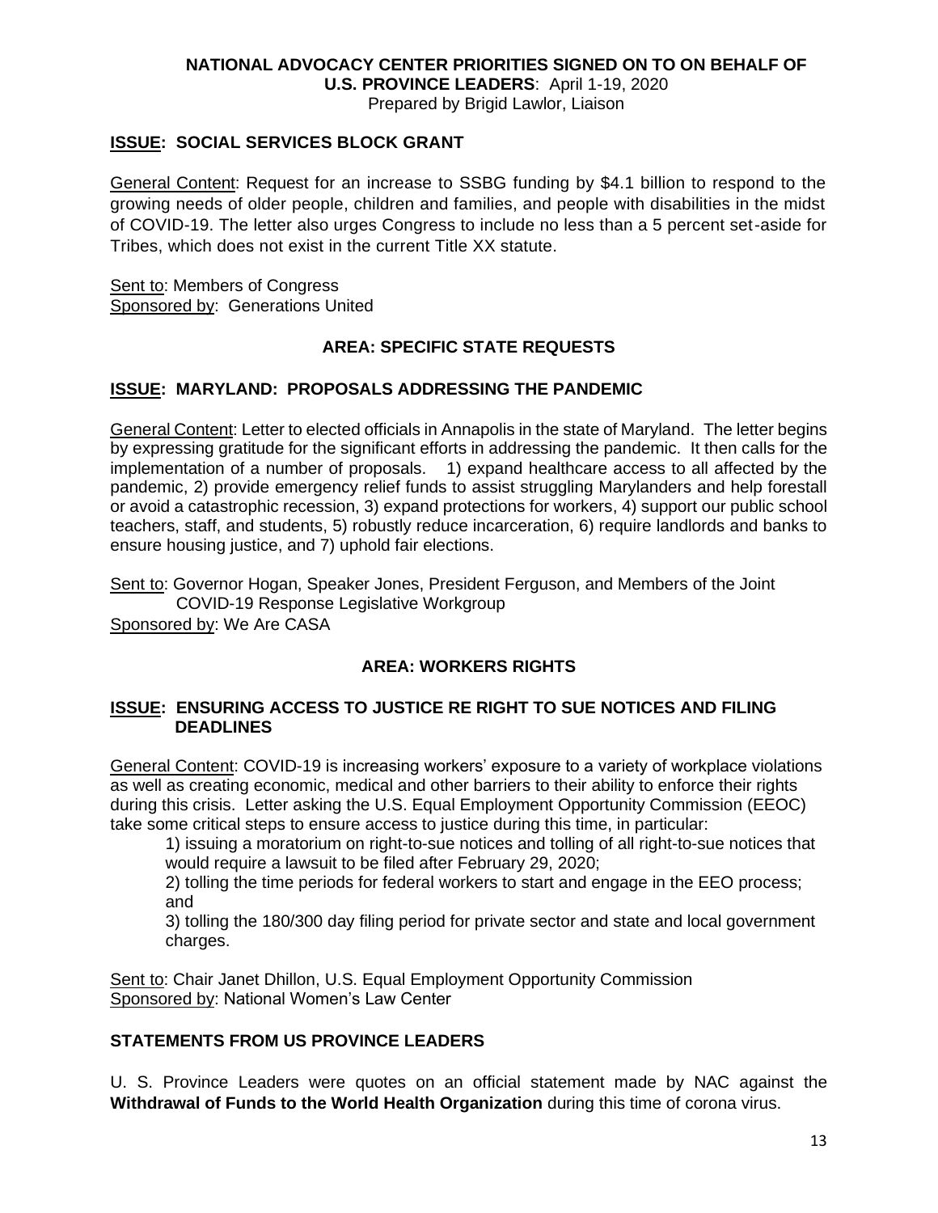**NATIONAL ADVOCACY CENTER PRIORITIES SIGNED ON TO ON BEHALF OF U.S. PROVINCE LEADERS**: April 1-19, 2020
Prepared by Brigid Lawlor, Liaison

## ISSUE: SOCIAL SERVICES BLOCK GRANT

General Content: Request for an increase to SSBG funding by $4.1 billion to respond to the growing needs of older people, children and families, and people with disabilities in the midst of COVID-19. The letter also urges Congress to include no less than a 5 percent set-aside for Tribes, which does not exist in the current Title XX statute.

Sent to: Members of Congress
Sponsored by: Generations United

## AREA: SPECIFIC STATE REQUESTS

## ISSUE: MARYLAND: PROPOSALS ADDRESSING THE PANDEMIC

General Content: Letter to elected officials in Annapolis in the state of Maryland. The letter begins by expressing gratitude for the significant efforts in addressing the pandemic. It then calls for the implementation of a number of proposals. 1) expand healthcare access to all affected by the pandemic, 2) provide emergency relief funds to assist struggling Marylanders and help forestall or avoid a catastrophic recession, 3) expand protections for workers, 4) support our public school teachers, staff, and students, 5) robustly reduce incarceration, 6) require landlords and banks to ensure housing justice, and 7) uphold fair elections.

Sent to: Governor Hogan, Speaker Jones, President Ferguson, and Members of the Joint COVID-19 Response Legislative Workgroup
Sponsored by: We Are CASA

## AREA: WORKERS RIGHTS

## ISSUE: ENSURING ACCESS TO JUSTICE RE RIGHT TO SUE NOTICES AND FILING DEADLINES

General Content: COVID-19 is increasing workers' exposure to a variety of workplace violations as well as creating economic, medical and other barriers to their ability to enforce their rights during this crisis. Letter asking the U.S. Equal Employment Opportunity Commission (EEOC) take some critical steps to ensure access to justice during this time, in particular:

1) issuing a moratorium on right-to-sue notices and tolling of all right-to-sue notices that would require a lawsuit to be filed after February 29, 2020;
2) tolling the time periods for federal workers to start and engage in the EEO process; and
3) tolling the 180/300 day filing period for private sector and state and local government charges.

Sent to: Chair Janet Dhillon, U.S. Equal Employment Opportunity Commission
Sponsored by: National Women's Law Center

## STATEMENTS FROM US PROVINCE LEADERS

U. S. Province Leaders were quotes on an official statement made by NAC against the **Withdrawal of Funds to the World Health Organization** during this time of corona virus.